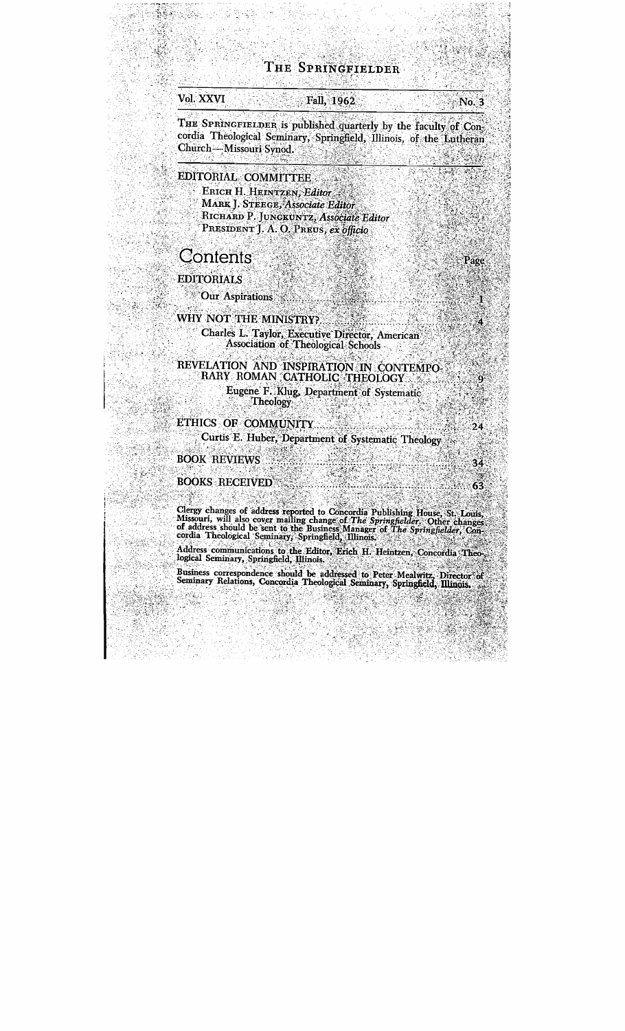# The Springfielder

Vol. XXVI Fall, 1962 No. 3

THE SPRINGFIELDER is published quarterly by the faculty of Concordia Theological Seminary, Springfield, Illinois, of the Lutheran Church—Missouri Synod.

EDITORIAL COMMITTEE

ERICH H. HEINTZEN, *Editor*
MARK J. STEEGE, *Associate Editor*
RICHARD P. JUNGKUNTZ, *Associate Editor*
PRESIDENT J. A. O. PREUS, *ex officio*

## Contents

| | Page |
|---|---|
| EDITORIALS | |
| Our Aspirations | 1 |
| WHY NOT THE MINISTRY? | 4 |
| Charles L. Taylor, Executive Director, American Association of Theological Schools | |
| REVELATION AND INSPIRATION IN CONTEMPORARY ROMAN CATHOLIC THEOLOGY | 9 |
| Eugene F. Klug, Department of Systematic Theology | |
| ETHICS OF COMMUNITY | 24 |
| Curtis E. Huber, Department of Systematic Theology | |
| BOOK REVIEWS | 34 |
| BOOKS RECEIVED | 63 |

Clergy changes of address reported to Concordia Publishing House, St. Louis, Missouri, will also cover mailing change of *The Springfielder*. Other changes of address should be sent to the Business Manager of *The Springfielder*, Concordia Theological Seminary, Springfield, Illinois.

Address communications to the Editor, Erich H. Heintzen, Concordia Theological Seminary, Springfield, Illinois.

Business correspondence should be addressed to Peter Mealwitz, Director of Seminary Relations, Concordia Theological Seminary, Springfield, Illinois.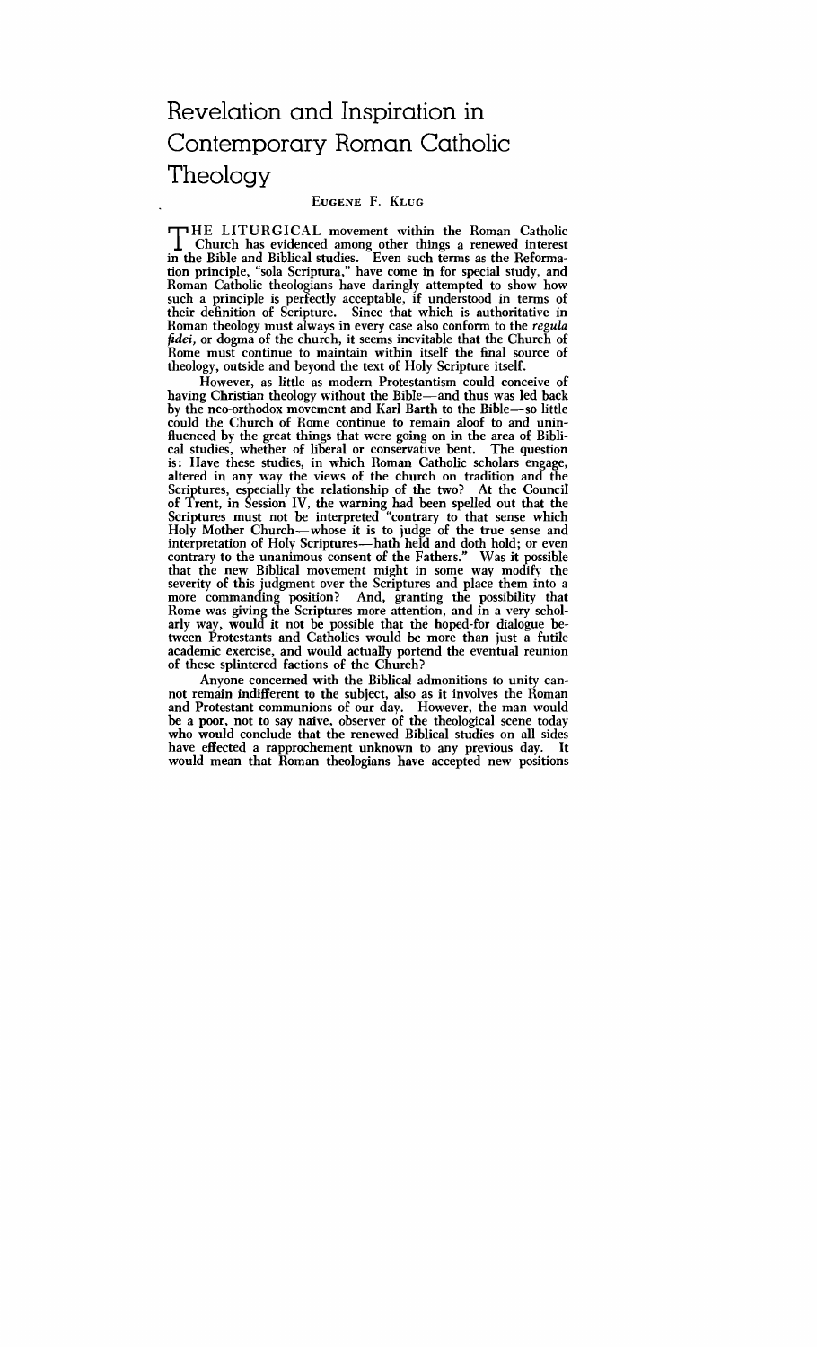# Revelation and Inspiration in Contemporary Roman Catholic Theology

EUGENE F. KLUG

THE LITURGICAL movement within the Roman Catholic Church has evidenced among other things a renewed interest in the Bible and Biblical studies. Even such terms as the Reformation principle, "sola Scriptura," have come in for special study, and Roman Catholic theologians have daringly attempted to show how such a principle is perfectly acceptable, if understood in terms of their definition of Scripture. Since that which is authoritative in Roman theology must always in every case also conform to the *regula fidei*, or dogma of the church, it seems inevitable that the Church of Rome must continue to maintain within itself the final source of theology, outside and beyond the text of Holy Scripture itself.

However, as little as modern Protestantism could conceive of having Christian theology without the Bible—and thus was led back by the neo-orthodox movement and Karl Barth to the Bible—so little could the Church of Rome continue to remain aloof to and uninfluenced by the great things that were going on in the area of Biblical studies, whether of liberal or conservative bent. The question is: Have these studies, in which Roman Catholic scholars engage, altered in any way the views of the church on tradition and the Scriptures, especially the relationship of the two? At the Council of Trent, in Session IV, the warning had been spelled out that the Scriptures must not be interpreted "contrary to that sense which Holy Mother Church—whose it is to judge of the true sense and interpretation of Holy Scriptures—hath held and doth hold; or even contrary to the unanimous consent of the Fathers." Was it possible that the new Biblical movement might in some way modify the severity of this judgment over the Scriptures and place them into a more commanding position? And, granting the possibility that Rome was giving the Scriptures more attention, and in a very scholarly way, would it not be possible that the hoped-for dialogue between Protestants and Catholics would be more than just a futile academic exercise, and would actually portend the eventual reunion of these splintered factions of the Church?

Anyone concerned with the Biblical admonitions to unity cannot remain indifferent to the subject, also as it involves the Roman and Protestant communions of our day. However, the man would be a poor, not to say naive, observer of the theological scene today who would conclude that the renewed Biblical studies on all sides have effected a rapprochement unknown to any previous day. It would mean that Roman theologians have accepted new positions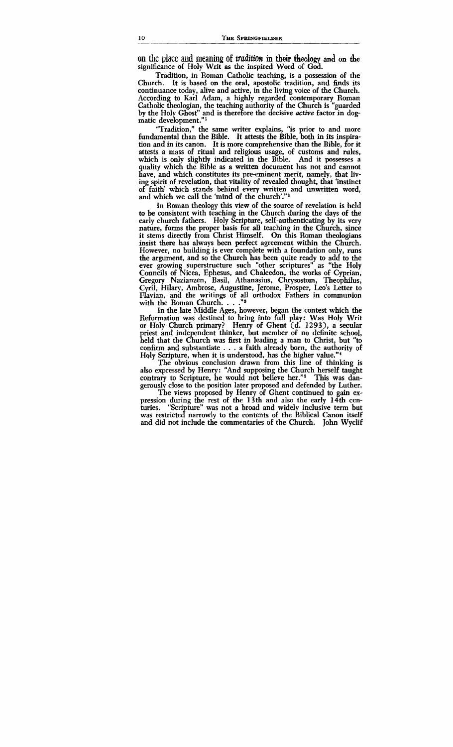on the place and meaning of *tradition* in their theology and on the significance of Holy Writ as the inspired Word of God.

Tradition, in Roman Catholic teaching, is a possession of the Church. It is based on the oral, apostolic tradition, and finds its continuance today, alive and active, in the living voice of the Church. According to Karl Adam, a highly regarded contemporary Roman Catholic theologian, the teaching authority of the Church is "guarded by the Holy Ghost" and is therefore the decisive *active* factor in dogmatic development."[1]

"Tradition," the same writer explains, "is prior to and more fundamental than the Bible. It attests the Bible, both in its inspiration and in its canon. It is more comprehensive than the Bible, for it attests a mass of ritual and religious usage, of customs and rules, which is only slightly indicated in the Bible. And it possesses a quality which the Bible as a written document has not and cannot have, and which constitutes its pre-eminent merit, namely, that living spirit of revelation, that vitality of revealed thought, that 'instinct of faith' which stands behind every written and unwritten word, and which we call the 'mind of the church'."[2]

In Roman theology this view of the source of revelation is held to be consistent with teaching in the Church during the days of the early church fathers. Holy Scripture, self-authenticating by its very nature, forms the proper basis for all teaching in the Church, since it stems directly from Christ Himself. On this Roman theologians insist there has always been perfect agreement within the Church. However, no building is ever complete with a foundation only, runs the argument, and so the Church has been quite ready to add to the ever growing superstructure such "other scriptures" as "the Holy Councils of Nicea, Ephesus, and Chalcedon, the works of Cyprian, Gregory Nazianzen, Basil, Athanasius, Chrysostom, Theophilus, Cyril, Hilary, Ambrose, Augustine, Jerome, Prosper, Leo's Letter to Flavian, and the writings of all orthodox Fathers in communion with the Roman Church. . . ."[3]

In the late Middle Ages, however, began the contest which the Reformation was destined to bring into full play: Was Holy Writ or Holy Church primary? Henry of Ghent (d. 1293), a secular priest and independent thinker, but member of no definite school, held that the Church was first in leading a man to Christ, but "to confirm and substantiate . . . a faith already born, the authority of Holy Scripture, when it is understood, has the higher value."[4]

The obvious conclusion drawn from this line of thinking is also expressed by Henry: "And supposing the Church herself taught contrary to Scripture, he would not believe her."[5] This was dangerously close to the position later proposed and defended by Luther.

The views proposed by Henry of Ghent continued to gain expression during the rest of the 13th and also the early 14th centuries. "Scripture" was not a broad and widely inclusive term but was restricted narrowly to the contents of the Biblical Canon itself and did not include the commentaries of the Church. John Wyclif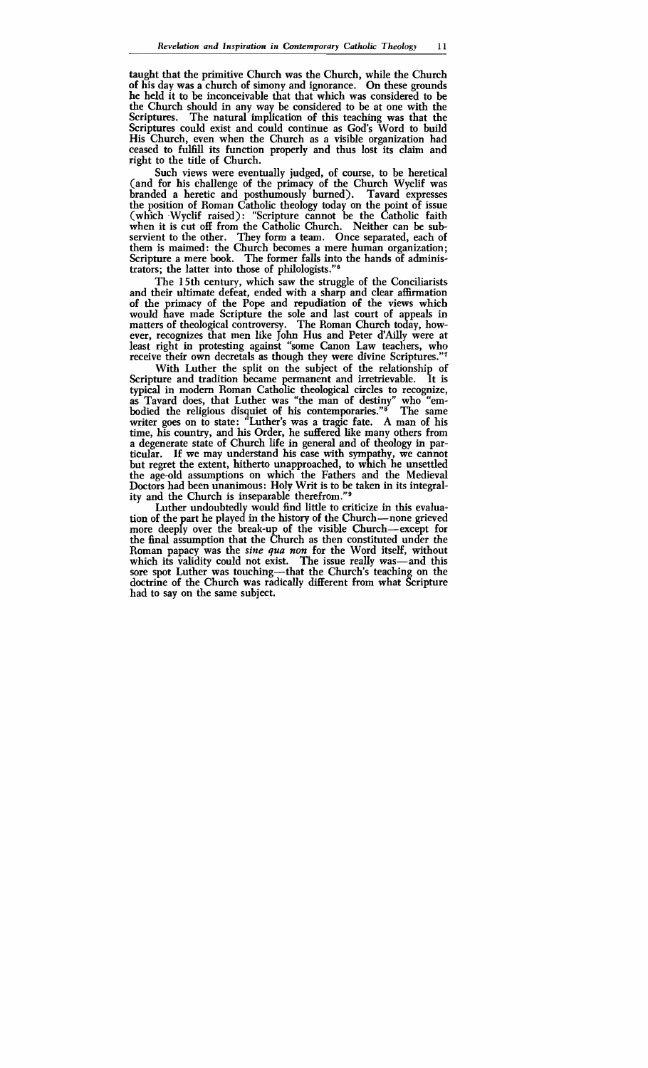taught that the primitive Church was the Church, while the Church of his day was a church of simony and ignorance. On these grounds he held it to be inconceivable that that which was considered to be the Church should in any way be considered to be at one with the Scriptures. The natural implication of this teaching was that the Scriptures could exist and could continue as God's Word to build His Church, even when the Church as a visible organization had ceased to fulfill its function properly and thus lost its claim and right to the title of Church.

Such views were eventually judged, of course, to be heretical (and for his challenge of the primacy of the Church Wyclif was branded a heretic and posthumously burned). Tavard expresses the position of Roman Catholic theology today on the point of issue (which Wyclif raised): "Scripture cannot be the Catholic faith when it is cut off from the Catholic Church. Neither can be subservient to the other. They form a team. Once separated, each of them is maimed: the Church becomes a mere human organization; Scripture a mere book. The former falls into the hands of administrators; the latter into those of philologists."[6]

The 15th century, which saw the struggle of the Conciliarists and their ultimate defeat, ended with a sharp and clear affirmation of the primacy of the Pope and repudiation of the views which would have made Scripture the sole and last court of appeals in matters of theological controversy. The Roman Church today, however, recognizes that men like John Hus and Peter d'Ailly were at least right in protesting against "some Canon Law teachers, who receive their own decretals as though they were divine Scriptures."[7]

With Luther the split on the subject of the relationship of Scripture and tradition became permanent and irretrievable. It is typical in modern Roman Catholic theological circles to recognize, as Tavard does, that Luther was "the man of destiny" who "embodied the religious disquiet of his contemporaries."[8] The same writer goes on to state: "Luther's was a tragic fate. A man of his time, his country, and his Order, he suffered like many others from a degenerate state of Church life in general and of theology in particular. If we may understand his case with sympathy, we cannot but regret the extent, hitherto unapproached, to which he unsettled the age-old assumptions on which the Fathers and the Medieval Doctors had been unanimous: Holy Writ is to be taken in its integrality and the Church is inseparable therefrom."[9]

Luther undoubtedly would find little to criticize in this evaluation of the part he played in the history of the Church—none grieved more deeply over the break-up of the visible Church—except for the final assumption that the Church as then constituted under the Roman papacy was the *sine qua non* for the Word itself, without which its validity could not exist. The issue really was—and this sore spot Luther was touching—that the Church's teaching on the doctrine of the Church was radically different from what Scripture had to say on the same subject.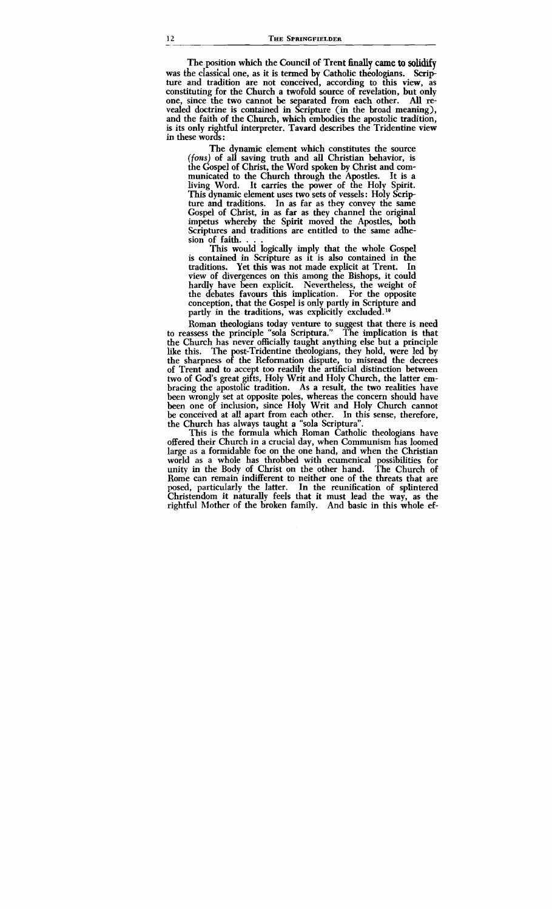The position which the Council of Trent finally came to solidify was the classical one, as it is termed by Catholic theologians. Scripture and tradition are not conceived, according to this view, as constituting for the Church a twofold source of revelation, but only one, since the two cannot be separated from each other. All revealed doctrine is contained in Scripture (in the broad meaning), and the faith of the Church, which embodies the apostolic tradition, is its only rightful interpreter. Tavard describes the Tridentine view in these words:

> The dynamic element which constitutes the source (*fons*) of all saving truth and all Christian behavior, is the Gospel of Christ, the Word spoken by Christ and communicated to the Church through the Apostles. It is a living Word. It carries the power of the Holy Spirit. This dynamic element uses two sets of vessels: Holy Scripture and traditions. In as far as they convey the same Gospel of Christ, in as far as they channel the original impetus whereby the Spirit moved the Apostles, both Scriptures and traditions are entitled to the same adhesion of faith. . . .
>
> This would logically imply that the whole Gospel is contained in Scripture as it is also contained in the traditions. Yet this was not made explicit at Trent. In view of divergences on this among the Bishops, it could hardly have been explicit. Nevertheless, the weight of the debates favours this implication. For the opposite conception, that the Gospel is only partly in Scripture and partly in the traditions, was explicitly excluded.[10]

Roman theologians today venture to suggest that there is need to reassess the principle "sola Scriptura." The implication is that the Church has never officially taught anything else but a principle like this. The post-Tridentine theologians, they hold, were led by the sharpness of the Reformation dispute, to misread the decrees of Trent and to accept too readily the artificial distinction between two of God's great gifts, Holy Writ and Holy Church, the latter embracing the apostolic tradition. As a result, the two realities have been wrongly set at opposite poles, whereas the concern should have been one of inclusion, since Holy Writ and Holy Church cannot be conceived at all apart from each other. In this sense, therefore, the Church has always taught a "sola Scriptura".

This is the formula which Roman Catholic theologians have offered their Church in a crucial day, when Communism has loomed large as a formidable foe on the one hand, and when the Christian world as a whole has throbbed with ecumenical possibilities for unity in the Body of Christ on the other hand. The Church of Rome can remain indifferent to neither one of the threats that are posed, particularly the latter. In the reunification of splintered Christendom it naturally feels that it must lead the way, as the rightful Mother of the broken family. And basic in this whole ef-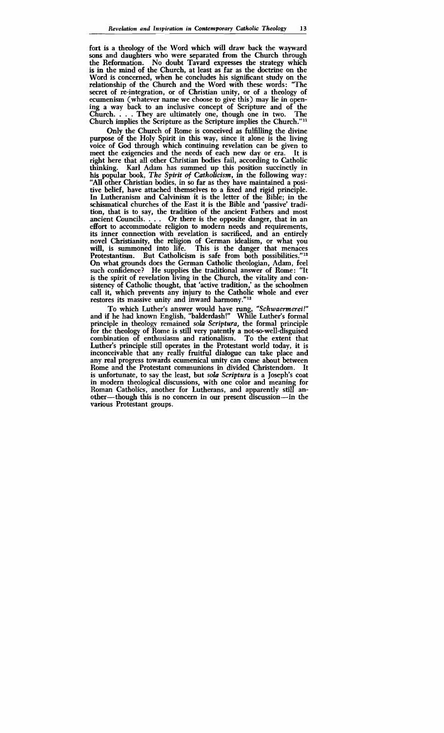fort is a theology of the Word which will draw back the wayward sons and daughters who were separated from the Church through the Reformation. No doubt Tavard expresses the strategy which is in the mind of the Church, at least as far as the doctrine on the Word is concerned, when he concludes his significant study on the relationship of the Church and the Word with these words: "The secret of re-integration, or of Christian unity, or of a theology of ecumenism (whatever name we choose to give this) may lie in opening a way back to an inclusive concept of Scripture and of the Church. . . . They are ultimately one, though one in two. The Church implies the Scripture as the Scripture implies the Church."[11]

Only the Church of Rome is conceived as fulfilling the divine purpose of the Holy Spirit in this way, since it alone is the living voice of God through which continuing revelation can be given to meet the exigencies and the needs of each new day or era. It is right here that all other Christian bodies fail, according to Catholic thinking. Karl Adam has summed up this position succinctly in his popular book, *The Spirit of Catholicism*, in the following way: "All other Christian bodies, in so far as they have maintained a positive belief, have attached themselves to a fixed and rigid principle. In Lutheranism and Calvinism it is the letter of the Bible; in the schismatical churches of the East it is the Bible and 'passive' tradition, that is to say, the tradition of the ancient Fathers and most ancient Councils. . . . Or there is the opposite danger, that in an effort to accommodate religion to modern needs and requirements, its inner connection with revelation is sacrificed, and an entirely novel Christianity, the religion of German idealism, or what you will, is summoned into life. This is the danger that menaces Protestantism. But Catholicism is safe from both possibilities."[12] On what grounds does the German Catholic theologian, Adam, feel such confidence? He supplies the traditional answer of Rome: "It is the spirit of revelation living in the Church, the vitality and consistency of Catholic thought, that 'active tradition,' as the schoolmen call it, which prevents any injury to the Catholic whole and ever restores its massive unity and inward harmony."[13]

To which Luther's answer would have rung, *"Schwaermerei!"* and if he had known English, "balderdash!" While Luther's formal principle in theology remained *sola Scriptura*, the formal principle for the theology of Rome is still very patently a not-so-well-disguised combination of enthusiasm and rationalism. To the extent that Luther's principle still operates in the Protestant world today, it is inconceivable that any really fruitful dialogue can take place and any real progress towards ecumenical unity can come about between Rome and the Protestant communions in divided Christendom. It is unfortunate, to say the least, but *sola Scriptura* is a Joseph's coat in modern theological discussions, with one color and meaning for Roman Catholics, another for Lutherans, and apparently still another—though this is no concern in our present discussion—in the various Protestant groups.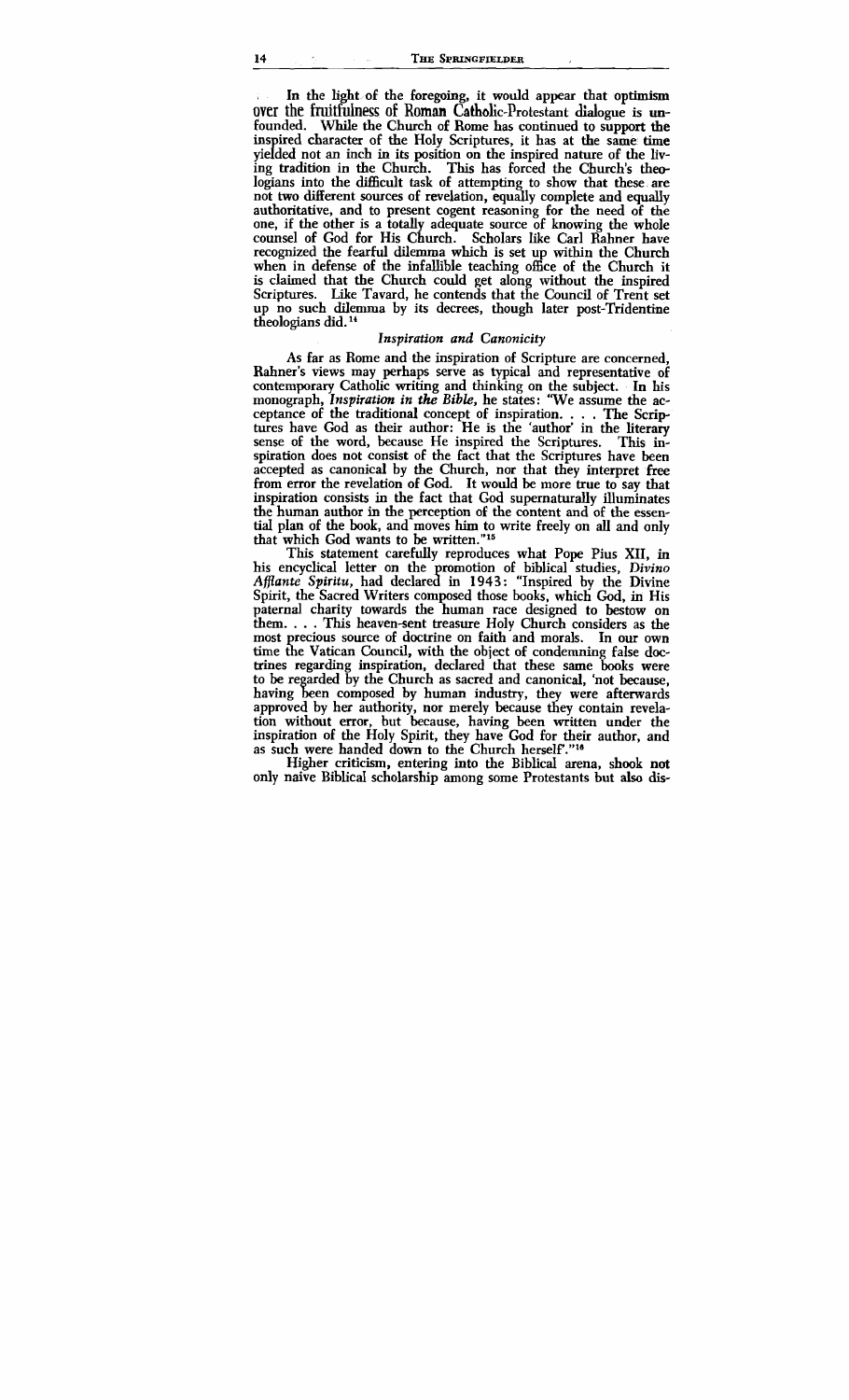In the light of the foregoing, it would appear that optimism over the fruitfulness of Roman Catholic-Protestant dialogue is unfounded. While the Church of Rome has continued to support the inspired character of the Holy Scriptures, it has at the same time yielded not an inch in its position on the inspired nature of the living tradition in the Church. This has forced the Church's theologians into the difficult task of attempting to show that these are not two different sources of revelation, equally complete and equally authoritative, and to present cogent reasoning for the need of the one, if the other is a totally adequate source of knowing the whole counsel of God for His Church. Scholars like Carl Rahner have recognized the fearful dilemma which is set up within the Church when in defense of the infallible teaching office of the Church it is claimed that the Church could get along without the inspired Scriptures. Like Tavard, he contends that the Council of Trent set up no such dilemma by its decrees, though later post-Tridentine theologians did.[14]

### *Inspiration and Canonicity*

As far as Rome and the inspiration of Scripture are concerned, Rahner's views may perhaps serve as typical and representative of contemporary Catholic writing and thinking on the subject. In his monograph, *Inspiration in the Bible,* he states: "We assume the acceptance of the traditional concept of inspiration. . . . The Scriptures have God as their author: He is the 'author' in the literary sense of the word, because He inspired the Scriptures. This inspiration does not consist of the fact that the Scriptures have been accepted as canonical by the Church, nor that they interpret free from error the revelation of God. It would be more true to say that inspiration consists in the fact that God supernaturally illuminates the human author in the perception of the content and of the essential plan of the book, and moves him to write freely on all and only that which God wants to be written."[15]

This statement carefully reproduces what Pope Pius XII, in his encyclical letter on the promotion of biblical studies, *Divino Afflante Spiritu,* had declared in 1943: "Inspired by the Divine Spirit, the Sacred Writers composed those books, which God, in His paternal charity towards the human race designed to bestow on them. . . . This heaven-sent treasure Holy Church considers as the most precious source of doctrine on faith and morals. In our own time the Vatican Council, with the object of condemning false doctrines regarding inspiration, declared that these same books were to be regarded by the Church as sacred and canonical, 'not because, having been composed by human industry, they were afterwards approved by her authority, nor merely because they contain revelation without error, but because, having been written under the inspiration of the Holy Spirit, they have God for their author, and as such were handed down to the Church herself'."[16]

Higher criticism, entering into the Biblical arena, shook not only naive Biblical scholarship among some Protestants but also dis-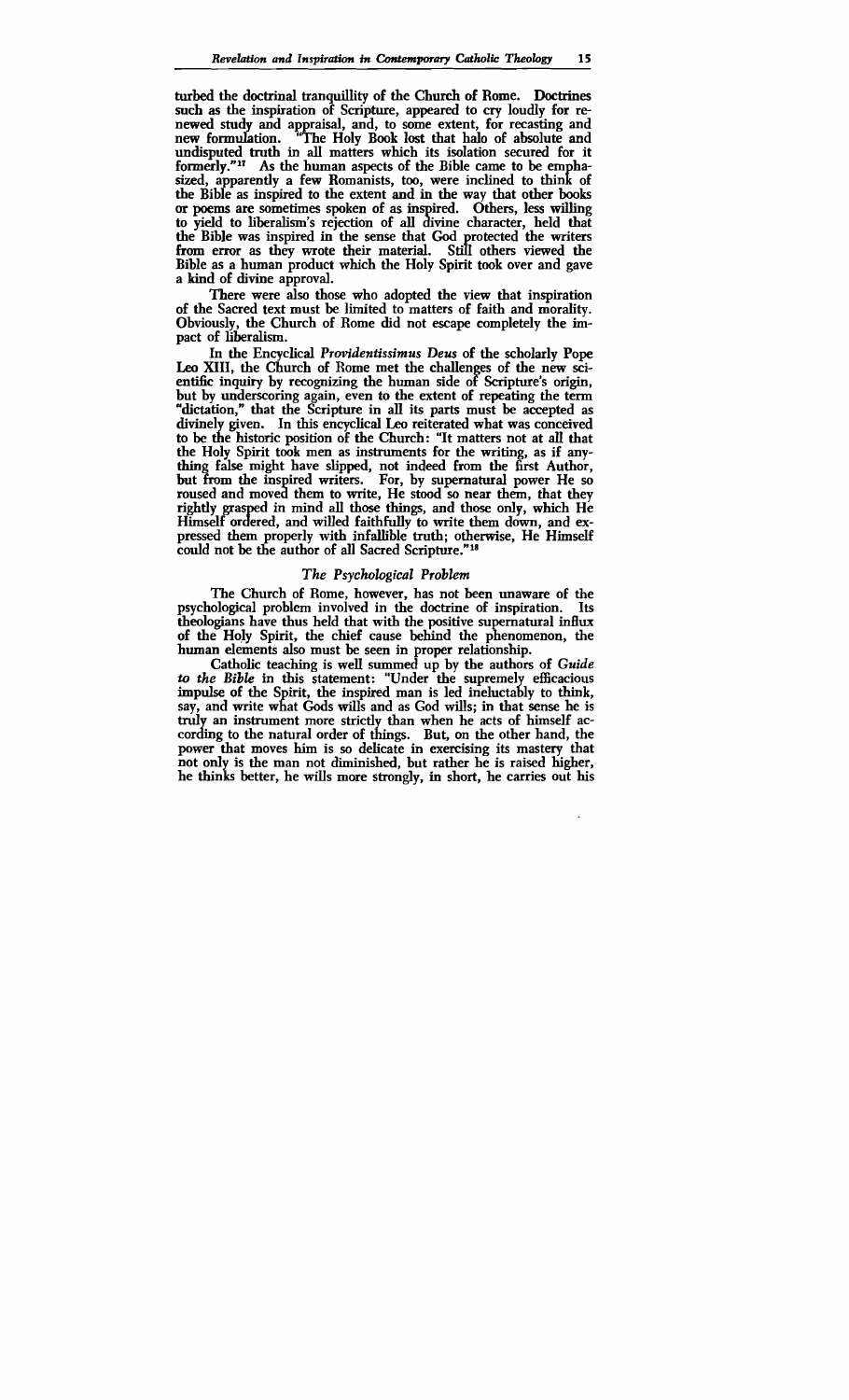turbed the doctrinal tranquillity of the Church of Rome. Doctrines such as the inspiration of Scripture, appeared to cry loudly for renewed study and appraisal, and, to some extent, for recasting and new formulation. "The Holy Book lost that halo of absolute and undisputed truth in all matters which its isolation secured for it formerly."[17] As the human aspects of the Bible came to be emphasized, apparently a few Romanists, too, were inclined to think of the Bible as inspired to the extent and in the way that other books or poems are sometimes spoken of as inspired. Others, less willing to yield to liberalism's rejection of all divine character, held that the Bible was inspired in the sense that God protected the writers from error as they wrote their material. Still others viewed the Bible as a human product which the Holy Spirit took over and gave a kind of divine approval.

There were also those who adopted the view that inspiration of the Sacred text must be limited to matters of faith and morality. Obviously, the Church of Rome did not escape completely the impact of liberalism.

In the Encyclical *Providentissimus Deus* of the scholarly Pope Leo XIII, the Church of Rome met the challenges of the new scientific inquiry by recognizing the human side of Scripture's origin, but by underscoring again, even to the extent of repeating the term "dictation," that the Scripture in all its parts must be accepted as divinely given. In this encyclical Leo reiterated what was conceived to be the historic position of the Church: "It matters not at all that the Holy Spirit took men as instruments for the writing, as if anything false might have slipped, not indeed from the first Author, but from the inspired writers. For, by supernatural power He so roused and moved them to write, He stood so near them, that they rightly grasped in mind all those things, and those only, which He Himself ordered, and willed faithfully to write them down, and expressed them properly with infallible truth; otherwise, He Himself could not be the author of all Sacred Scripture."[18]

### *The Psychological Problem*

The Church of Rome, however, has not been unaware of the psychological problem involved in the doctrine of inspiration. Its theologians have thus held that with the positive supernatural influx of the Holy Spirit, the chief cause behind the phenomenon, the human elements also must be seen in proper relationship.

Catholic teaching is well summed up by the authors of *Guide to the Bible* in this statement: "Under the supremely efficacious impulse of the Spirit, the inspired man is led ineluctably to think, say, and write what Gods wills and as God wills; in that sense he is truly an instrument more strictly than when he acts of himself according to the natural order of things. But, on the other hand, the power that moves him is so delicate in exercising its mastery that not only is the man not diminished, but rather he is raised higher, he thinks better, he wills more strongly, in short, he carries out his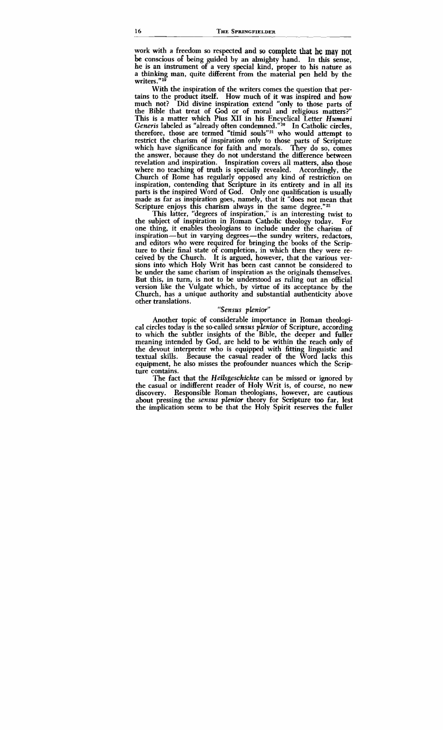work with a freedom so respected and so complete that he may not be conscious of being guided by an almighty hand. In this sense, he is an instrument of a very special kind, proper to his nature as a thinking man, quite different from the material pen held by the writers."[19]

With the inspiration of the writers comes the question that pertains to the product itself. How much of it was inspired and how much not? Did divine inspiration extend "only to those parts of the Bible that treat of God or of moral and religious matters?" This is a matter which Pius XII in his Encyclical Letter *Humani Generis* labeled as "already often condemned."[20] In Catholic circles, therefore, those are termed "timid souls"[21] who would attempt to restrict the charism of inspiration only to those parts of Scripture which have significance for faith and morals. They do so, comes the answer, because they do not understand the difference between revelation and inspiration. Inspiration covers all matters, also those where no teaching of truth is specially revealed. Accordingly, the Church of Rome has regularly opposed any kind of restriction on inspiration, contending that Scripture in its entirety and in all its parts is the inspired Word of God. Only one qualification is usually made as far as inspiration goes, namely, that it "does not mean that Scripture enjoys this charism always in the same degree."[22]

This latter, "degrees of inspiration," is an interesting twist to the subject of inspiration in Roman Catholic theology today. For one thing, it enables theologians to include under the charism of inspiration—but in varying degrees—the sundry writers, redactors, and editors who were required for bringing the books of the Scripture to their final state of completion, in which then they were received by the Church. It is argued, however, that the various versions into which Holy Writ has been cast cannot be considered to be under the same charism of inspiration as the originals themselves. But this, in turn, is not to be understood as ruling out an official version like the Vulgate which, by virtue of its acceptance by the Church, has a unique authority and substantial authenticity above other translations.

### *"Sensus plenior"*

Another topic of considerable importance in Roman theological circles today is the so-called *sensus plenior* of Scripture, according to which the subtler insights of the Bible, the deeper and fuller meaning intended by God, are held to be within the reach only of the devout interpreter who is equipped with fitting linguistic and textual skills. Because the casual reader of the Word lacks this equipment, he also misses the profounder nuances which the Scripture contains.

The fact that the *Heilsgeschichte* can be missed or ignored by the casual or indifferent reader of Holy Writ is, of course, no new discovery. Responsible Roman theologians, however, are cautious about pressing the *sensus plenior* theory for Scripture too far, lest the implication seem to be that the Holy Spirit reserves the fuller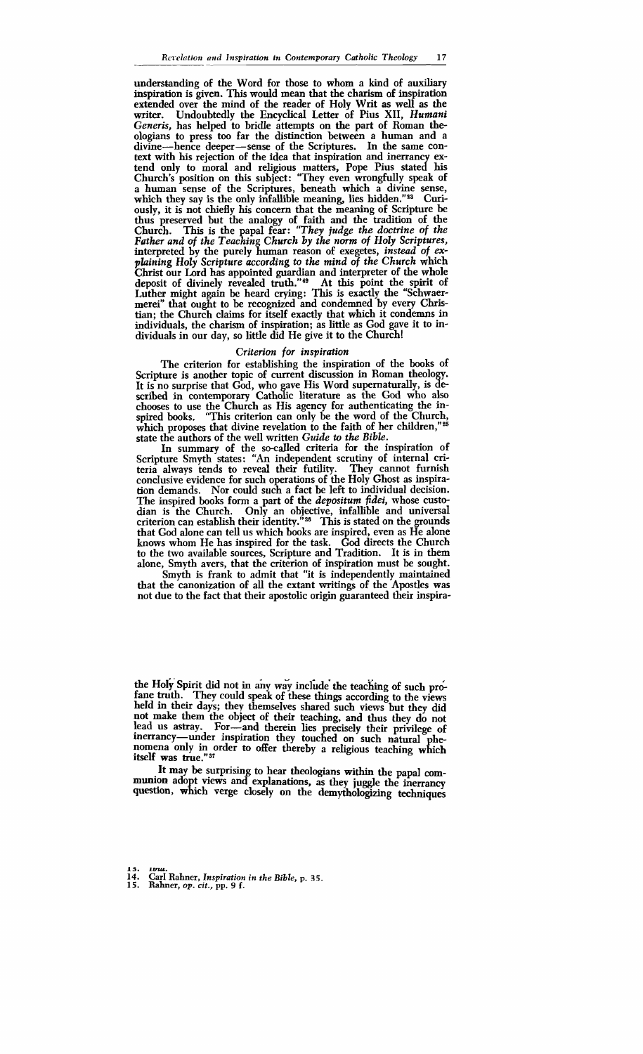understanding of the Word for those to whom a kind of auxiliary inspiration is given. This would mean that the charism of inspiration extended over the mind of the reader of Holy Writ as well as the writer. Undoubtedly the Encyclical Letter of Pius XII, *Humani Generis*, has helped to bridle attempts on the part of Roman theologians to press too far the distinction between a human and a divine—hence deeper—sense of the Scriptures. In the same context with his rejection of the idea that inspiration and inerrancy extend only to moral and religious matters, Pope Pius stated his Church's position on this subject: "They even wrongfully speak of a human sense of the Scriptures, beneath which a divine sense, which they say is the only infallible meaning, lies hidden."[23] Curiously, it is not chiefly his concern that the meaning of Scripture be thus preserved but the analogy of faith and the tradition of the Church. This is the papal fear: *"They judge the doctrine of the Father and of the Teaching Church by the norm of Holy Scriptures,* interpreted by the purely human reason of exegetes, *instead of explaining Holy Scripture according to the mind of the Church* which Christ our Lord has appointed guardian and interpreter of the whole deposit of divinely revealed truth."[49] At this point the spirit of Luther might again be heard crying: This is exactly the "Schwaermerei" that ought to be recognized and condemned by every Christian; the Church claims for itself exactly that which it condemns in individuals, the charism of inspiration; as little as God gave it to individuals in our day, so little did He give it to the Church!

### *Criterion for inspiration*

The criterion for establishing the inspiration of the books of Scripture is another topic of current discussion in Roman theology. It is no surprise that God, who gave His Word supernaturally, is described in contemporary Catholic literature as the God who also chooses to use the Church as His agency for authenticating the inspired books. "This criterion can only be the word of the Church, which proposes that divine revelation to the faith of her children,"[25] state the authors of the well written *Guide to the Bible*.

In summary of the so-called criteria for the inspiration of Scripture Smyth states: "An independent scrutiny of internal criteria always tends to reveal their futility. They cannot furnish conclusive evidence for such operations of the Holy Ghost as inspiration demands. Nor could such a fact be left to individual decision. The inspired books form a part of the *depositum fidei*, whose custodian is the Church. Only an objective, infallible and universal criterion can establish their identity."[26] This is stated on the grounds that God alone can tell us which books are inspired, even as He alone knows whom He has inspired for the task. God directs the Church to the two available sources, Scripture and Tradition. It is in them alone, Smyth avers, that the criterion of inspiration must be sought.

Smyth is frank to admit that "it is independently maintained that the canonization of all the extant writings of the Apostles was not due to the fact that their apostolic origin guaranteed their inspira-

the Holy Spirit did not in any way include the teaching of such profane truth. They could speak of these things according to the views held in their days; they themselves shared such views but they did not make them the object of their teaching, and thus they do not lead us astray. For—and therein lies precisely their privilege of inerrancy—under inspiration they touched on such natural phenomena only in order to offer thereby a religious teaching which itself was true."[37]

It may be surprising to hear theologians within the papal communion adopt views and explanations, as they juggle the inerrancy question, which verge closely on the demythologizing techniques

13. *Ibid.*
14. Carl Rahner, *Inspiration in the Bible*, p. 35.
15. Rahner, *op. cit.*, pp. 9 f.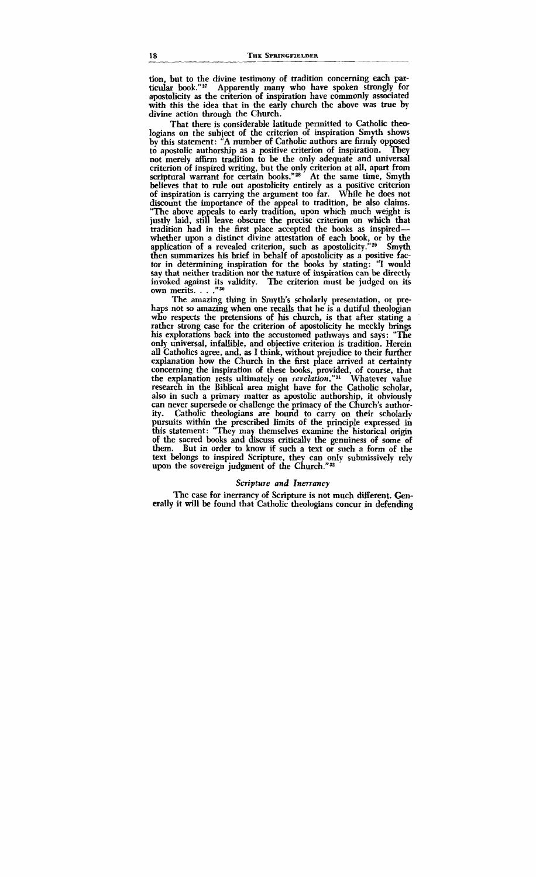tion, but to the divine testimony of tradition concerning each particular book."[27] Apparently many who have spoken strongly for apostolicity as the criterion of inspiration have commonly associated with this the idea that in the early church the above was true by divine action through the Church.

That there is considerable latitude permitted to Catholic theologians on the subject of the criterion of inspiration Smyth shows by this statement: "A number of Catholic authors are firmly opposed to apostolic authorship as a positive criterion of inspiration. They not merely affirm tradition to be the only adequate and universal criterion of inspired writing, but the only criterion at all, apart from scriptural warrant for certain books."[28] At the same time, Smyth believes that to rule out apostolicity entirely as a positive criterion of inspiration is carrying the argument too far. While he does not discount the importance of the appeal to tradition, he also claims. "The above appeals to early tradition, upon which much weight is justly laid, still leave obscure the precise criterion on which that tradition had in the first place accepted the books as inspired—whether upon a distinct divine attestation of each book, or by the application of a revealed criterion, such as apostolicity."[29] Smyth then summarizes his brief in behalf of apostolicity as a positive factor in determining inspiration for the books by stating: "I would say that neither tradition nor the nature of inspiration can be directly invoked against its validity. The criterion must be judged on its own merits. . . ."[30]

The amazing thing in Smyth's scholarly presentation, or prehaps not so amazing when one recalls that he is a dutiful theologian who respects the pretensions of his church, is that after stating a rather strong case for the criterion of apostolicity he meekly brings his explorations back into the accustomed pathways and says: "The only universal, infallible, and objective criterion is tradition. Herein all Catholics agree, and, as I think, without prejudice to their further explanation how the Church in the first place arrived at certainty concerning the inspiration of these books, provided, of course, that the explanation rests ultimately on *revelation*."[31] Whatever value research in the Biblical area might have for the Catholic scholar, also in such a primary matter as apostolic authorship, it obviously can never supersede or challenge the primacy of the Church's authority. Catholic theologians are bound to carry on their scholarly pursuits within the prescribed limits of the principle expressed in this statement: "They may themselves examine the historical origin of the sacred books and discuss critically the genuiness of some of them. But in order to know if such a text or such a form of the text belongs to inspired Scripture, they can only submissively rely upon the sovereign judgment of the Church."[32]

### *Scripture and Inerrancy*

The case for inerrancy of Scripture is not much different. Generally it will be found that Catholic theologians concur in defending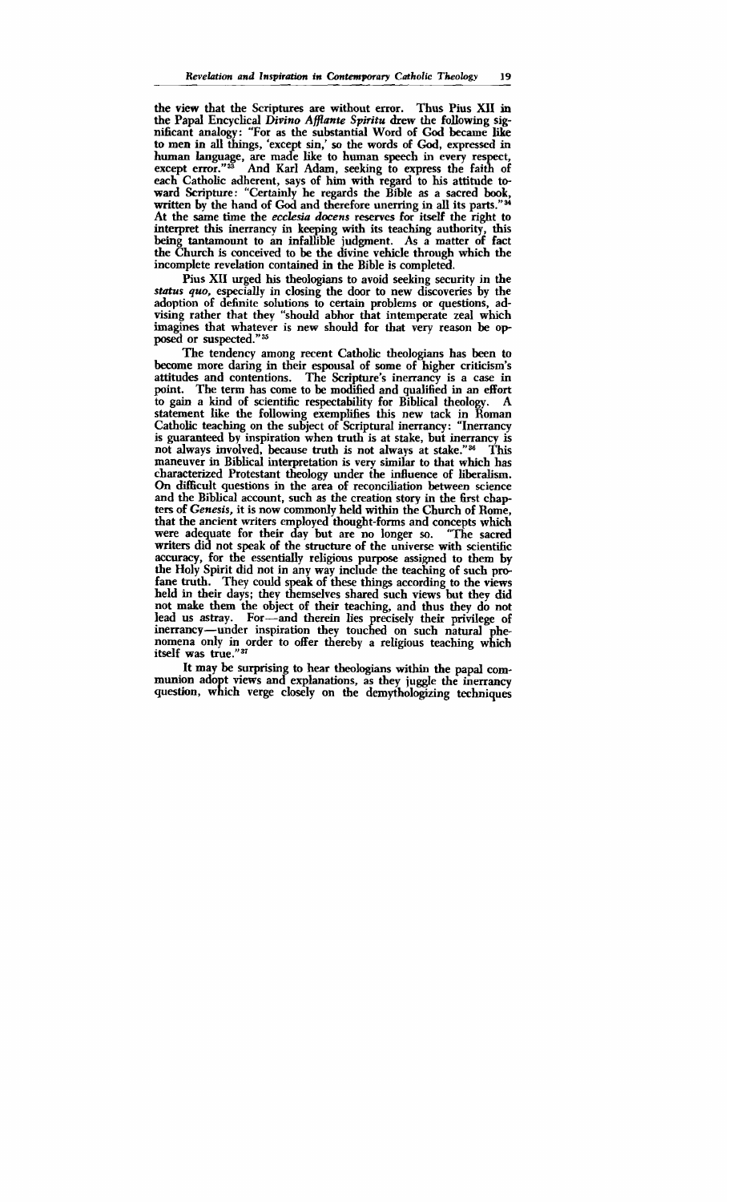the view that the Scriptures are without error. Thus Pius XII in the Papal Encyclical *Divino Afflante Spiritu* drew the following significant analogy: "For as the substantial Word of God became like to men in all things, 'except sin,' so the words of God, expressed in human language, are made like to human speech in every respect, except error."[33] And Karl Adam, seeking to express the faith of each Catholic adherent, says of him with regard to his attitude toward Scripture: "Certainly he regards the Bible as a sacred book, written by the hand of God and therefore unerring in all its parts."[34] At the same time the *ecclesia docens* reserves for itself the right to interpret this inerrancy in keeping with its teaching authority, this being tantamount to an infallible judgment. As a matter of fact the Church is conceived to be the divine vehicle through which the incomplete revelation contained in the Bible is completed.

Pius XII urged his theologians to avoid seeking security in the *status quo*, especially in closing the door to new discoveries by the adoption of definite solutions to certain problems or questions, advising rather that they "should abhor that intemperate zeal which imagines that whatever is new should for that very reason be opposed or suspected."[35]

The tendency among recent Catholic theologians has been to become more daring in their espousal of some of higher criticism's attitudes and contentions. The Scripture's inerrancy is a case in point. The term has come to be modified and qualified in an effort to gain a kind of scientific respectability for Biblical theology. A statement like the following exemplifies this new tack in Roman Catholic teaching on the subject of Scriptural inerrancy: "Inerrancy is guaranteed by inspiration when truth is at stake, but inerrancy is not always involved, because truth is not always at stake."[36] This maneuver in Biblical interpretation is very similar to that which has characterized Protestant theology under the influence of liberalism. On difficult questions in the area of reconciliation between science and the Biblical account, such as the creation story in the first chapters of *Genesis*, it is now commonly held within the Church of Rome, that the ancient writers employed thought-forms and concepts which were adequate for their day but are no longer so. "The sacred writers did not speak of the structure of the universe with scientific accuracy, for the essentially religious purpose assigned to them by the Holy Spirit did not in any way include the teaching of such profane truth. They could speak of these things according to the views held in their days; they themselves shared such views but they did not make them the object of their teaching, and thus they do not lead us astray. For—and therein lies precisely their privilege of inerrancy—under inspiration they touched on such natural phenomena only in order to offer thereby a religious teaching which itself was true."[37]

It may be surprising to hear theologians within the papal communion adopt views and explanations, as they juggle the inerrancy question, which verge closely on the demythologizing techniques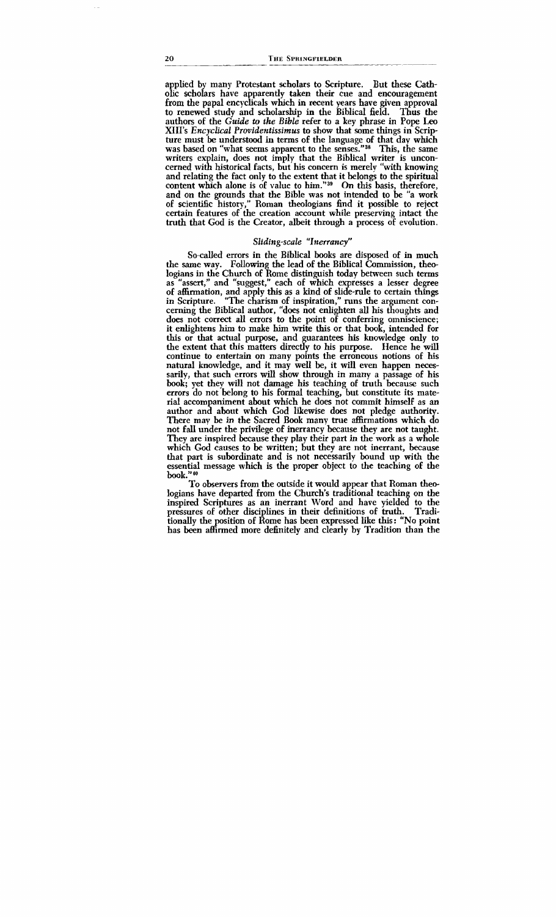applied by many Protestant scholars to Scripture. But these Catholic scholars have apparently taken their cue and encouragement from the papal encyclicals which in recent years have given approval to renewed study and scholarship in the Biblical field. Thus the authors of the *Guide to the Bible* refer to a key phrase in Pope Leo XIII's *Encyclical Providentissimus* to show that some things in Scripture must be understood in terms of the language of that day which was based on "what seems apparent to the senses."[38] This, the same writers explain, does not imply that the Biblical writer is unconcerned with historical facts, but his concern is merely "with knowing and relating the fact only to the extent that it belongs to the spiritual content which alone is of value to him."[39] On this basis, therefore, and on the grounds that the Bible was not intended to be "a work of scientific history," Roman theologians find it possible to reject certain features of the creation account while preserving intact the truth that God is the Creator, albeit through a process of evolution.

### *Sliding-scale "Inerrancy"*

So-called errors in the Biblical books are disposed of in much the same way. Following the lead of the Biblical Commission, theologians in the Church of Rome distinguish today between such terms as "assert," and "suggest," each of which expresses a lesser degree of affirmation, and apply this as a kind of slide-rule to certain things in Scripture. "The charism of inspiration," runs the argument concerning the Biblical author, "does not enlighten all his thoughts and does not correct all errors to the point of conferring omniscience; it enlightens him to make him write this or that book, intended for this or that actual purpose, and guarantees his knowledge only to the extent that this matters directly to his purpose. Hence he will continue to entertain on many points the erroneous notions of his natural knowledge, and it may well be, it will even happen necessarily, that such errors will show through in many a passage of his book; yet they will not damage his teaching of truth because such errors do not belong to his formal teaching, but constitute its material accompaniment about which he does not commit himself as an author and about which God likewise does not pledge authority. There may be in the Sacred Book many true affirmations which do not fall under the privilege of inerrancy because they are not taught. They are inspired because they play their part in the work as a whole which God causes to be written; but they are not inerrant, because that part is subordinate and is not necessarily bound up with the essential message which is the proper object to the teaching of the book."[40]

To observers from the outside it would appear that Roman theologians have departed from the Church's traditional teaching on the inspired Scriptures as an inerrant Word and have yielded to the pressures of other disciplines in their definitions of truth. Traditionally the position of Rome has been expressed like this: "No point has been affirmed more definitely and clearly by Tradition than the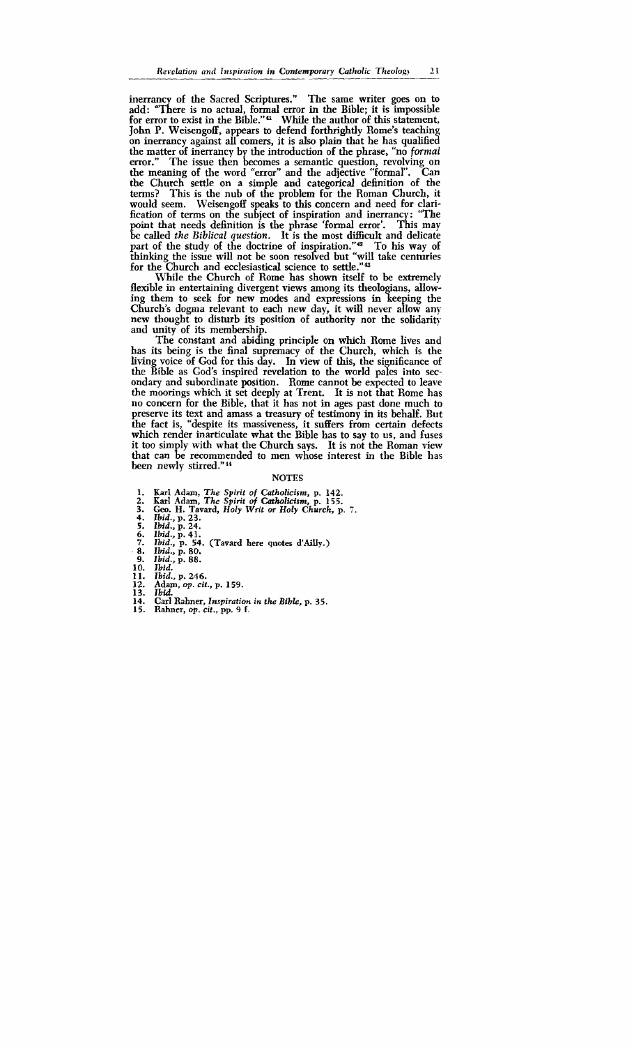inerrancy of the Sacred Scriptures." The same writer goes on to add: "There is no actual, formal error in the Bible; it is impossible for error to exist in the Bible."[41] While the author of this statement, John P. Weisengoff, appears to defend forthrightly Rome's teaching on inerrancy against all comers, it is also plain that he has qualified the matter of inerrancy by the introduction of the phrase, "no *formal* error." The issue then becomes a semantic question, revolving on the meaning of the word "error" and the adjective "formal". Can the Church settle on a simple and categorical definition of the terms? This is the nub of the problem for the Roman Church, it would seem. Weisengoff speaks to this concern and need for clarification of terms on the subject of inspiration and inerrancy: "The point that needs definition is the phrase 'formal error'. This may be called *the Biblical question*. It is the most difficult and delicate part of the study of the doctrine of inspiration."[42] To his way of thinking the issue will not be soon resolved but "will take centuries for the Church and ecclesiastical science to settle."[43]

While the Church of Rome has shown itself to be extremely flexible in entertaining divergent views among its theologians, allowing them to seek for new modes and expressions in keeping the Church's dogma relevant to each new day, it will never allow any new thought to disturb its position of authority nor the solidarity and unity of its membership.

The constant and abiding principle on which Rome lives and has its being is the final supremacy of the Church, which is the living voice of God for this day. In view of this, the significance of the Bible as God's inspired revelation to the world pales into secondary and subordinate position. Rome cannot be expected to leave the moorings which it set deeply at Trent. It is not that Rome has no concern for the Bible, that it has not in ages past done much to preserve its text and amass a treasury of testimony in its behalf. But the fact is, "despite its massiveness, it suffers from certain defects which render inarticulate what the Bible has to say to us, and fuses it too simply with what the Church says. It is not the Roman view that can be recommended to men whose interest in the Bible has been newly stirred."[44]

## NOTES

1. Karl Adam, *The Spirit of Catholicism*, p. 142.
2. Karl Adam, *The Spirit of Catholicism*, p. 155.
3. Geo. H. Tavard, *Holy Writ or Holy Church*, p. 7.
4. *Ibid.*, p. 23.
5. *Ibid.*, p. 24.
6. *Ibid.*, p. 41.
7. *Ibid.*, p. 54. (Tavard here quotes d'Ailly.)
8. *Ibid.*, p. 80.
9. *Ibid.*, p. 88.
10. *Ibid.*
11. *Ibid.*, p. 246.
12. Adam, *op. cit.*, p. 159.
13. *Ibid.*
14. Carl Rahner, *Inspiration in the Bible*, p. 35.
15. Rahner, *op. cit.*, pp. 9 f.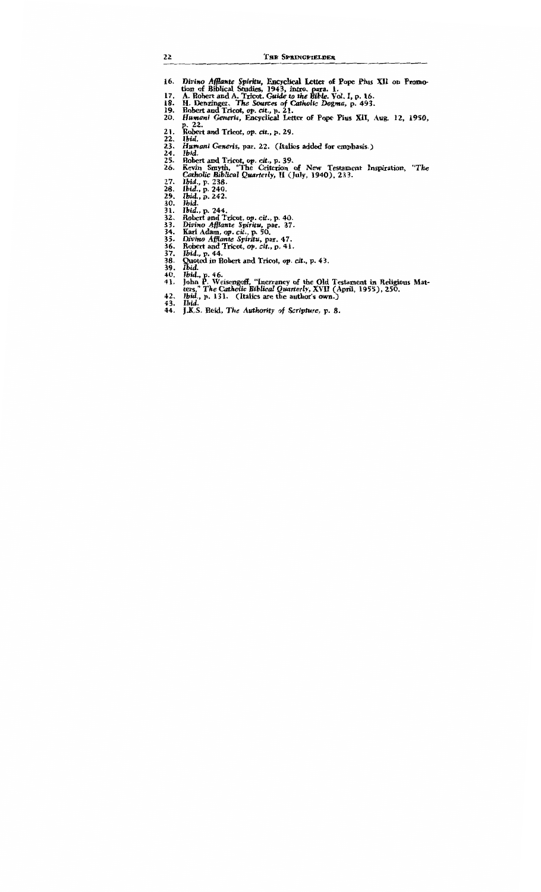16. *Divino Afflante Spiritu*, Encyclical Letter of Pope Pius XII on Promotion of Biblical Studies, 1943, intro. para. 1.
17. A. Robert and A. Tricot. *Guide to the Bible*. Vol. I, p. 16.
18. H. Denzinger. *The Sources of Catholic Dogma*, p. 493.
19. Robert and Tricot, *op. cit.*, p. 21.
20. *Humani Generis*, Encyclical Letter of Pope Pius XII, Aug. 12, 1950, p. 22.
21. Robert and Tricot, *op. cit.*, p. 29.
22. *Ibid.*
23. *Humani Generis*, par. 22. (Italics added for emphasis.)
24. *Ibid.*
25. Robert and Tricot, *op. cit.*, p. 39.
26. Kevin Smyth, "The Criterion of New Testament Inspiration, "*The Catholic Biblical Quarterly*, II (July, 1940), 233.
27. *Ibid.*, p. 238.
28. *Ibid.*, p. 240.
29. *Ibid.*, p. 242.
30. *Ibid.*
31. *Ibid.*, p. 244.
32. Robert and Tricot, *op. cit.*, p. 40.
33. *Divino Afflante Spiritu*, par. 37.
34. Karl Adam, *op. cit.*, p. 50.
35. *Divino Afflante Spiritu*, par. 47.
36. Robert and Tricot, *op. cit.*, p. 41.
37. *Ibid.*, p. 44.
38. Quoted in Robert and Tricot, *op. cit.*, p. 43.
39. *Ibid.*
40. *Ibid.*, p. 46.
41. John P. Weisengoff, "Inerrancy of the Old Testament in Religious Matters," *The Catholic Biblical Quarterly*, XVII (April, 1955), 250.
42. *Ibid.*, p. 131. (Italics are the author's own.)
43. *Ibid.*
44. J.K.S. Reid, *The Authority of Scripture*, p. 8.